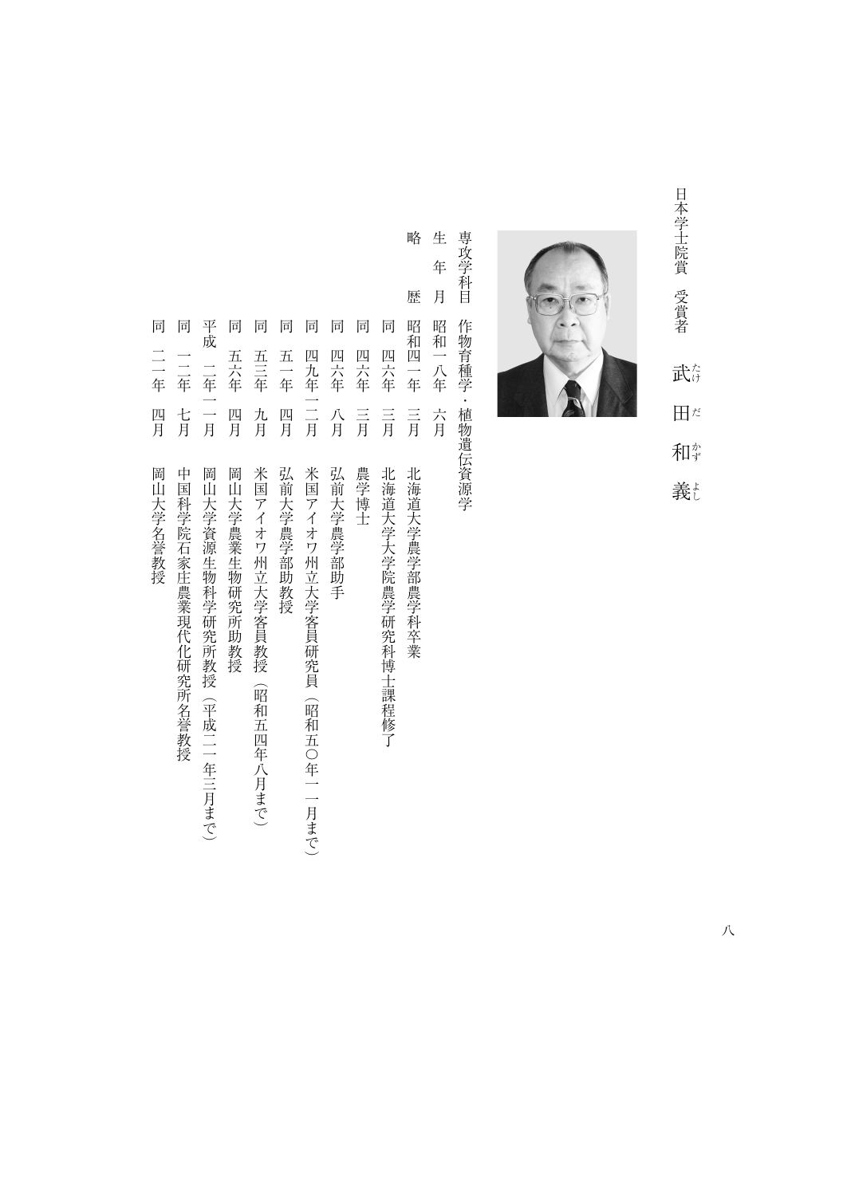日本学士院賞　受賞者

# 武田和義（たけだ　かずよし）

専攻学科目　作物育種学・植物遺伝資源学

生　年　月　昭和一八年　六月

略　　　歴

| | | |
|---|---|---|
| 昭和四一年 | 三月 | 北海道大学農学部農学科卒業 |
| 同　四六年 | 三月 | 北海道大学大学院農学研究科博士課程修了 |
| 同　四六年 | 三月 | 農学博士 |
| 同　四六年 | 八月 | 弘前大学農学部助手 |
| 同　四九年一二月 | | 米国アイオワ州立大学客員研究員（昭和五〇年一一月まで） |
| 同　五一年 | 四月 | 弘前大学農学部助教授 |
| 同　五三年 | 九月 | 米国アイオワ州立大学客員教授（昭和五四年八月まで） |
| 同　五六年 | 四月 | 岡山大学農業生物研究所助教授 |
| 平成　二年一一月 | | 岡山大学資源生物科学研究所教授（平成二一年三月まで） |
| 同　一二年 | 七月 | 中国科学院石家庄農業現代化研究所名誉教授 |
| 同　二一年 | 四月 | 岡山大学名誉教授 |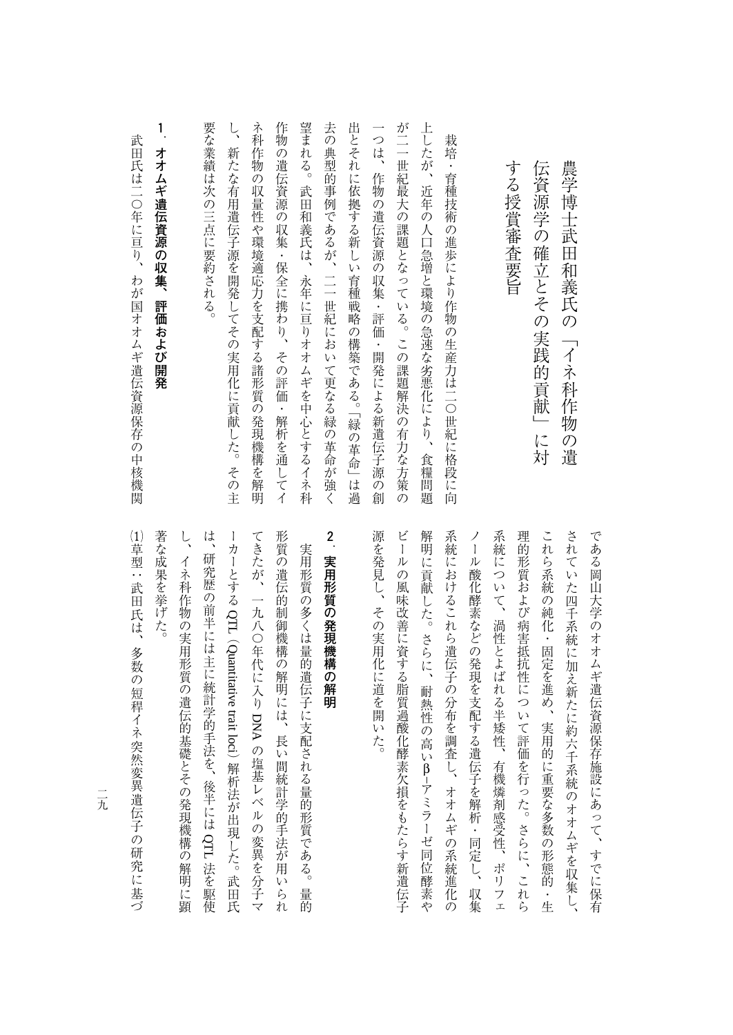# 農学博士武田和義氏の「イネ科作物の遺伝資源学の確立とその実践的貢献」に対する授賞審査要旨

栽培・育種技術の進歩により作物の生産力は二〇世紀に格段に向上したが、近年の人口急増と環境の急速な劣悪化により、食糧問題が二一世紀最大の課題となっている。この課題解決の有力な方策の一つは、作物の遺伝資源の収集・評価・開発による新遺伝子源の創出とそれに依拠する新しい育種戦略の構築である。「緑の革命」は過去の典型的事例であるが、二一世紀において更なる緑の革命が強く望まれる。武田和義氏は、永年に亘りオオムギを中心とするイネ科作物の遺伝資源の収集・保全に携わり、その評価・解析を通してイネ科作物の収量性や環境適応力を支配する諸形質の発現機構を解明し、新たな有用遺伝子源を開発してその実用化に貢献した。その主要な業績は次の三点に要約される。

## 1．オオムギ遺伝資源の収集、評価および開発

武田氏は二〇年に亘り、わが国オオムギ遺伝資源保存の中核機関である岡山大学のオオムギ遺伝資源保存施設にあって、すでに保有されていた四千系統に加え新たに約六千系統のオオムギを収集し、これら系統の純化・固定を進め、実用的に重要な多数の形態的・生理的形質および病害抵抗性について評価を行った。さらに、これら系統について、渦性とよばれる半矮性、有機燐剤感受性、ポリフェノール酸化酵素などの発現を支配する遺伝子を解析・同定し、収集系統におけるこれら遺伝子の分布を調査し、オオムギの系統進化の解明に貢献した。さらに、耐熱性の高いβ-アミラーゼ同位酵素やビールの風味改善に資する脂質過酸化酵素欠損をもたらす新遺伝子源を発見し、その実用化に道を開いた。

## 2．実用形質の発現機構の解明

実用形質の多くは量的遺伝子に支配される量的形質である。量的形質の遺伝的制御機構の解明には、長い間統計学的手法が用いられてきたが、一九八〇年代に入りDNAの塩基レベルの変異を分子マーカーとするQTL（Quantitative trait loci）解析法が出現した。武田氏は、研究歴の前半には主に統計学的手法を、後半にはQTL法を駆使し、イネ科作物の実用形質の遺伝的基礎とその発現機構の解明に顕著な成果を挙げた。

⑴草型：武田氏は、多数の短稈イネ突然変異遺伝子の研究に基づ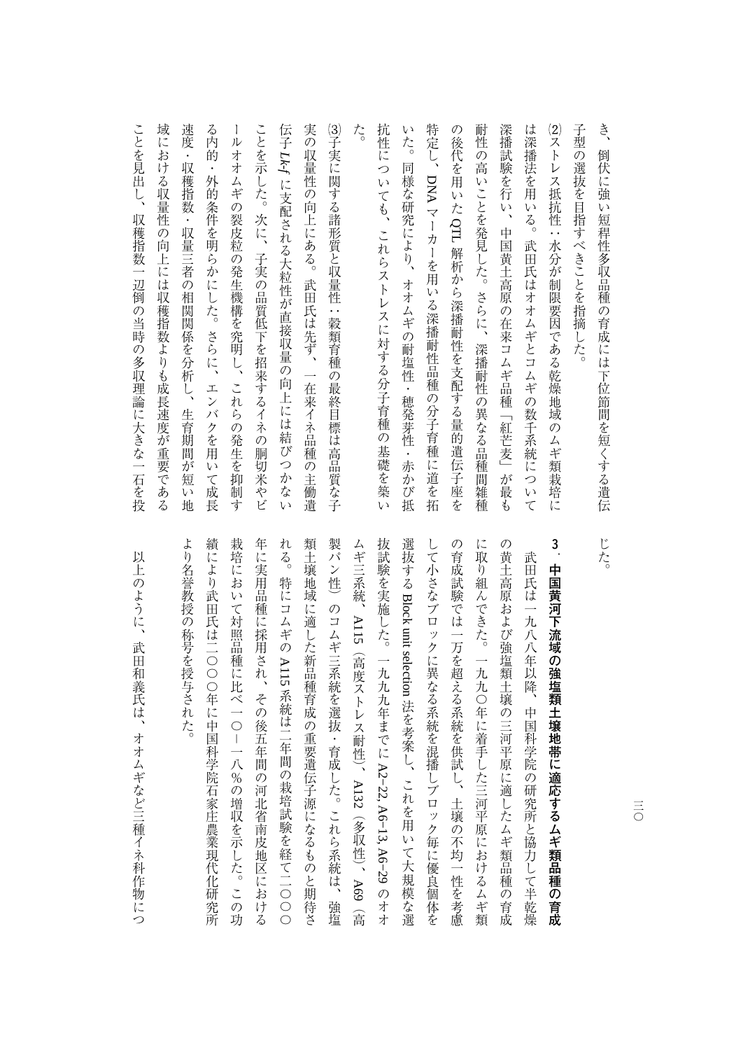き、倒伏に強い短稈性多収品種の育成には下位節間を短くする遺伝子型の選抜を目指すべきことを指摘した。

⑵ストレス抵抗性：水分が制限要因である乾燥地域のムギ類栽培には深播法を用いる。武田氏はオオムギとコムギの数千系統について深播試験を行い、中国黄土高原の在来コムギ品種「紅芒麦」が最も耐性の高いことを発見した。さらに、深播耐性の異なる品種間雑種の後代を用いたQTL解析から深播耐性を支配する量的遺伝子座を特定し、DNAマーカーを用いる深播耐性品種の分子育種に道を拓いた。同様な研究により、オオムギの耐塩性・穂発芽性・赤かび抵抗性についても、これらストレスに対する分子育種の基礎を築いた。

⑶子実に関する諸形質と収量性：穀類育種の最終目標は高品質な子実の収量性の向上にある。武田氏は先ず、一在来イネ品種の主働遺伝子 *Lkf* に支配される大粒性が直接収量の向上には結びつかないことを示した。次に、子実の品質低下を招来するイネの胴切米やビールオオムギの裂皮粒の発生機構を究明し、これらの発生を抑制する内的・外的条件を明らかにした。さらに、エンバクを用いて成長速度・収穫指数・収量三者の相関関係を分析し、生育期間が短い地域における収量性の向上には収穫指数よりも成長速度が重要であることを見出し、収穫指数一辺倒の当時の多収理論に大きな一石を投じた。

### 3．中国黄河下流域の強塩類土壌地帯に適応するムギ類品種の育成

武田氏は一九八八年以降、中国科学院の研究所と協力して半乾燥の黄土高原および強塩類土壌の三河平原に適したムギ類品種の育成に取り組んできた。一九九〇年に着手した三河平原におけるムギ類の育成試験では一万を超える系統を供試し、土壌の不均一性を考慮して小さなブロックに異なる系統を混播しブロック毎に優良個体を選抜する Block unit selection 法を考案し、これを用いて大規模な選抜試験を実施した。一九九九年までに A2–22, A6–13, A6–29 のオオムギ三系統、A115（高度ストレス耐性）、A132（多収性）、A69（高製パン性）のコムギ三系統を選抜・育成した。これら系統は、強塩類土壌地域に適した新品種育成の重要遺伝子源になるものと期待される。特にコムギの A115 系統は二年間の栽培試験を経て二〇〇〇年に実用品種に採用され、その後五年間の河北省南皮地区における栽培において対照品種に比べ一〇－一八％の増収を示した。この功績により武田氏は二〇〇〇年に中国科学院石家庄農業現代化研究所より名誉教授の称号を授与された。

以上のように、武田和義氏は、オオムギなど三種イネ科作物につ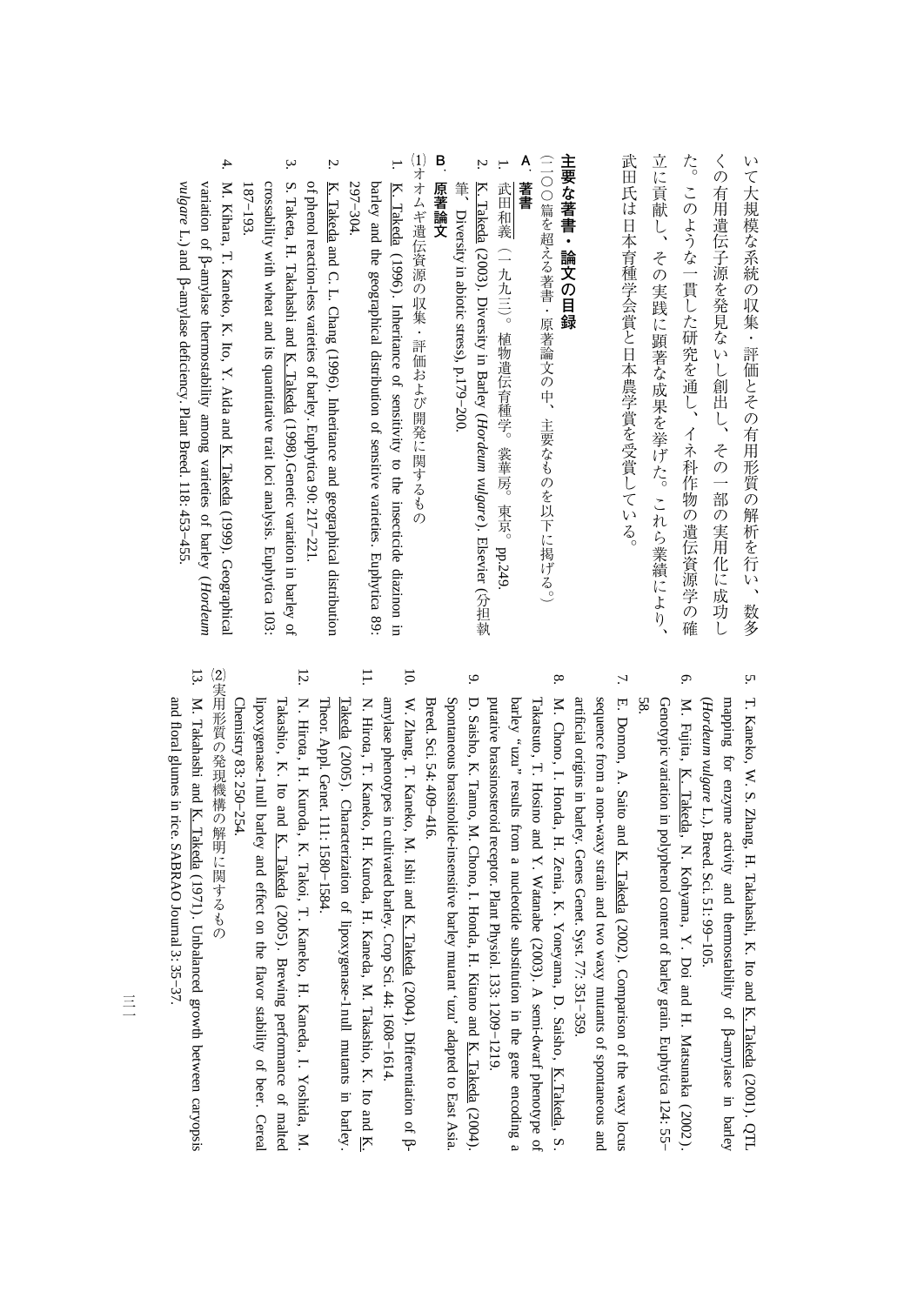いて大規模な系統の収集・評価とその有用形質の解析を行い、数多くの有用遺伝子源を発見ないし創出し、その一部の実用化に成功した。このような一貫した研究を通し、イネ科作物の遺伝資源学の確立に貢献し、その実践に顕著な成果を挙げた。これら業績により、武田氏は日本育種学会賞と日本農学賞を受賞している。

## 主要な著書・論文の目録

（二〇〇篇を超える著書・原著論文の中、主要なものを以下に掲げる。）

### A　著書

1. 武田和義（一九九三）。植物遺伝育種学。裳華房。東京。pp.249.
2. K. Takeda (2003). Diversity in Barley (*Hordeum vulgare*). Elsevier (分担執筆、Diversity in abiotic stress), p.179–200.

### B　原著論文

⑴オオムギ遺伝資源の収集・評価および開発に関するもの

1. K. Takeda (1996). Inheritance of sensitivity to the insecticide diazinon in barley and the geographical distribution of sensitive varieties. Euphytica 89: 297–304.
2. K. Takeda and C. L. Chang (1996). Inheritance and geographical distribution of phenol reaction-less varieties of barley. Euphytica 90: 217–221.
3. S. Taketa, H. Takahashi and K. Takeda (1998). Genetic variation in barley of crossability with wheat and its quantitative trait loci analysis. Euphytica 103: 187–193.
4. M. Kihara, T. Kaneko, K. Ito, Y. Aida and K. Takeda (1999). Geographical variation of β-amylase thermostability among varieties of barley (*Hordeum vulgare* L.) and β-amylase deficiency. Plant Breed. 118: 453–455.
5. T. Kaneko, W. S. Zhang, H. Takahashi, K. Ito and K. Takeda (2001). QTL mapping for enzyme activity and thermostability of β-amylase in barley (*Hordeum vulgare* L.). Breed. Sci. 51: 99–105.
6. M. Fujita, K. Takeda, N. Kohyama, Y. Doi and H. Matsunaka (2002). Genotypic variation in polyphenol content of barley grain. Euphytica 124: 55–58.
7. E. Domon, A. Saito and K. Takeda (2002). Comparison of the waxy locus sequence from a non-waxy strain and two waxy mutants of spontaneous and artificial origins in barley. Genes Genet. Syst. 77: 351–359.
8. M. Chono, I. Honda, H. Zenia, K. Yoneyama, D. Saisho, K. Takeda, S. Takatsuto, T. Hosino and Y. Watanabe (2003). A semi-dwarf phenotype of barley "uzu" results from a nucleotide substitution in the gene encoding a putative brassinosteroid receptor. Plant Physiol. 133: 1209–1219.
9. D. Saisho, K. Tanno, M. Chono, I. Honda, H. Kitano and K. Takeda (2004). Spontaneous brassinolide-insensitive barley mutant 'uzu' adapted to East Asia. Breed. Sci. 54: 409–416.
10. W. Zhang, T. Kaneko, M. Ishii and K. Takeda (2004). Differentiation of β-amylase phenotypes in cultivated barley. Crop Sci. 44: 1608–1614.
11. N. Hirota, T. Kaneko, H. Kuroda, H. Kaneda, M. Takasho, K. Ito and K. Takeda (2005). Characterization of lipoxygenase-1null mutants in barley. Theor. Appl. Genet. 111: 1580–1584.
12. N. Hirota, H. Kuroda, K. Takoi, T. Kaneko, H. Kaneda, I. Yoshida, M. Takashio, K. Ito and K. Takeda (2005). Brewing performance of malted lipoxygenase-1null barley and effect on the flavor stability of beer. Cereal Chemistry 83: 250–254.

⑵実用形質の発現機構の解明に関するもの

13. M. Takahashi and K. Takeda (1971). Unbalanced growth between caryopsis and floral glumes in rice. SABRAO Journal 3: 35–37.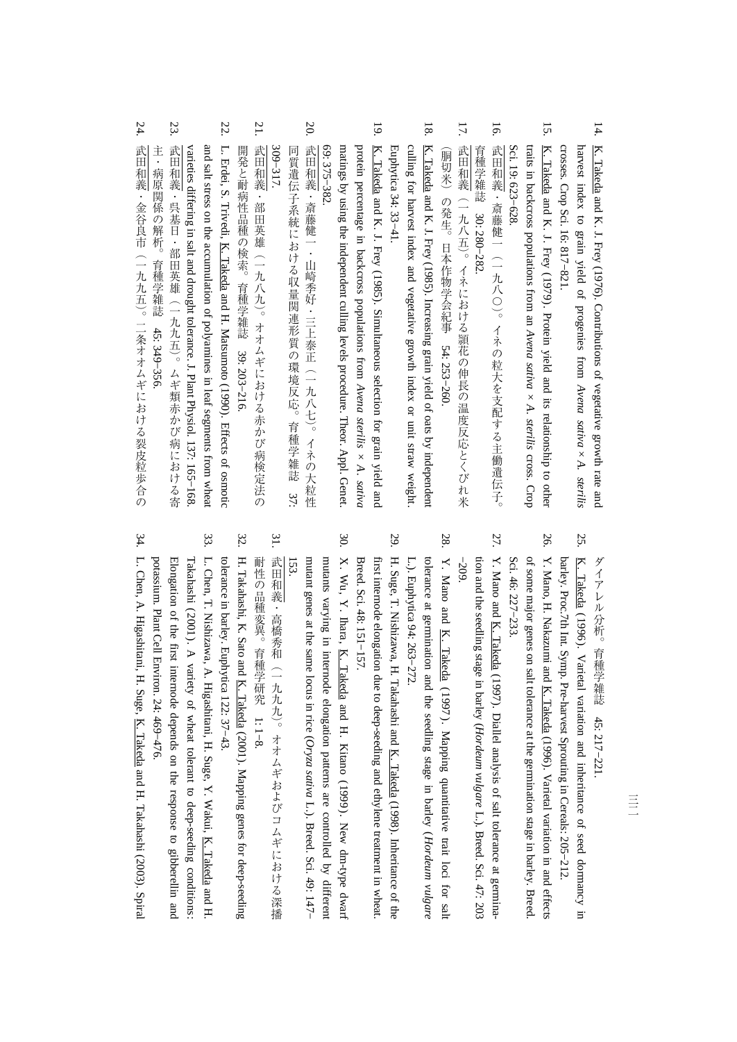14. K. Takeda and K. J. Frey (1976). Contributions of vegetative growth rate and harvest index to grain yield of progenies from *Avena sativa* × *A. sterilis* crosses. Crop Sci. 16: 817–821.
15. K. Takeda and K. J. Frey (1979). Protein yield and its relationship to other traits in backcross populations from an *Avena sativa* × *A. sterilis* cross. Crop Sci. 19: 623–628.
16. 武田和義・斎藤健一（一九八〇）。イネの粒大を支配する主働遺伝子。育種学雑誌　30: 280–282.
17. 武田和義（一九八五）。イネにおける穎花の伸長の温度反応とくびれ米（胴切米）の発生。日本作物学会紀事　54: 253–260.
18. K. Takeda and K. J. Frey (1985). Increasing grain yield of oats by independent culling for harvest index and vegetative growth index or unit straw weight. Euphytica 34: 33–41.
19. K. Takeda and K. J. Frey (1985). Simultaneous selection for grain yield and protein percentage in backcross populations from *Avena sterilis* × *A. sativa* matings by using the independent culling levels procedure. Theor. Appl. Genet. 69: 375–382.
20. 武田和義・斎藤健一・山崎季好・三上泰正（一九八七）。イネの大粒性同質遺伝子系統における収量関連形質の環境反応。育種学雑誌　37: 309–317.
21. 武田和義・部田英雄（一九八九）。オオムギにおける赤かび病検定法の開発と耐病性品種の検索。育種学雑誌　39: 203–216.
22. L. Erdei, S. Trivedi, K. Takeda and H. Matsumoto (1990). Effects of osmotic and salt stress on the accumulation of polyamines in leaf segments from wheat varieties differing in salt and drought tolerance. J. Plant Physiol. 137: 165–168.
23. 武田和義・呉基日・部田英雄（一九九五）。ムギ類赤かび病における寄主・病原関係の解析。育種学雑誌　45: 349–356.
24. 武田和義・金谷良市（一九九五）。二条オオムギにおける裂皮粒歩合のダイアレル分析。育種学雑誌　45: 217–221.
25. K. Takeda (1996). Varietal variation and inheritance of seed dormancy in barley. Proc.7th Int. Symp. Pre-harvest Sprouting in Cereals: 205–212.
26. Y. Mano, H. Nakazumi and K. Takeda (1996). Varietal variation in and effects of some major genes on salt tolerance at the germination stage in barley. Breed. Sci. 46: 227–233.
27. Y. Mano and K. Takeda (1997). Diallel analysis of salt tolerance at germination and the seedling stage in barley (*Hordeum vulgare* L.). Breed. Sci. 47: 203–209.
28. Y. Mano and K. Takeda (1997). Mapping quantitative trait loci for salt tolerance at germination and the seedling stage in barley (*Hordeum vulgare* L.). Euphytica 94: 263–272.
29. H. Suge, T. Nishizawa, H. Takahashi and K. Takeda (1998). Inheritance of the first internode elongation due to deep-seeding and ethylene treatment in wheat. Breed. Sci. 48: 151–157.
30. X. Wu, Y. Ihara, K. Takeda and H. Kitano (1999). New dm-type dwarf mutants varying in internode elongation patterns are controlled by different mutant genes at the same locus in rice (*Oryza sativa* L.). Breed. Sci. 49: 147–153.
31. 武田和義・高橋秀和（一九九九）。オオムギおよびコムギにおける深播耐性の品種変異。育種学研究　1: 1–8.
32. H. Takahashi, K. Sato and K. Takeda (2001). Mapping genes for deep-seeding tolerance in barley. Euphytica 122: 37–43.
33. L. Chen, T. Nishizawa, A. Higashitani, H. Suge, Y. Wakui, K. Takeda and H. Takahashi (2001). A variety of wheat tolerant to deep-seeding conditions: Elongation of the first internode depends on the response to gibberellin and potassium. Plant Cell Environ. 24: 469–476.
34. L. Chen, A. Higashitani, H. Suge, K. Takeda and H. Takahashi (2003). Spiral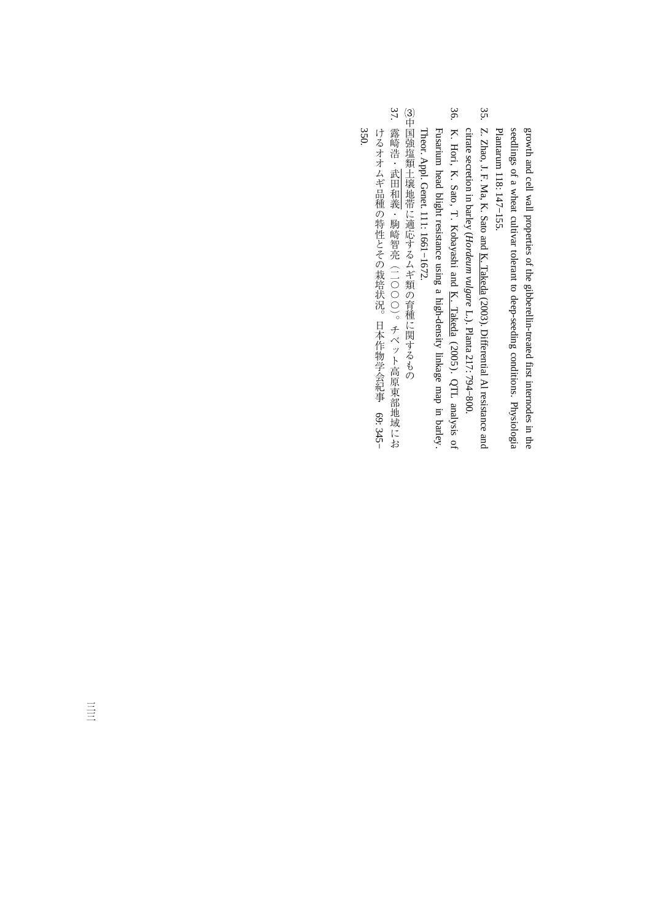growth and cell wall properties of the gibberellin-treated first internodes in the seedlings of a wheat cultivar tolerant to deep-seeding conditions. Physiologia Plantarum 118: 147–155.

35. Z. Zhao, J. F. Ma, K. Sato and K. Takeda (2003). Differential Al resistance and citrate secretion in barley (*Hordeum vulgare* L.). Planta 217: 794–800.

36. K. Hori, K. Sato, T. Kobayashi and K. Takeda (2005). QTL analysis of Fusarium head blight resistance using a high-density linkage map in barley. Theor. Appl. Genet. 111: 1661–1672.

(3)中国強塩類土壌地帯に適応するムギ類の育種に関するもの

37. 露崎浩・武田和義・駒崎智亮（二〇〇〇）。チベット高原東部地域におけるオオムギ品種の特性とその栽培状況。日本作物学会紀事　69: 345–350.